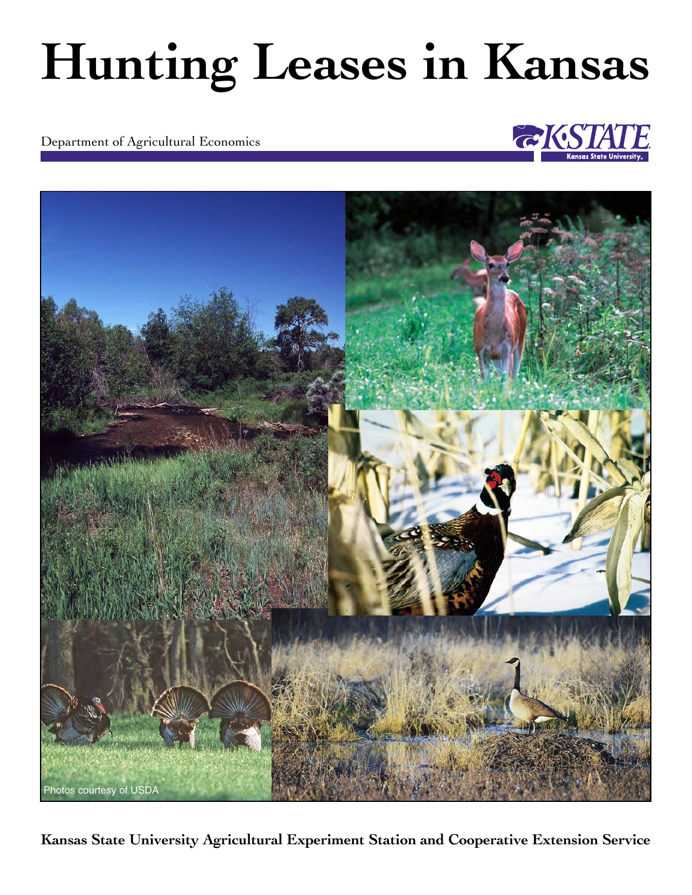# Hunting Leases in Kansas

Department of Agricultural Economics

Photos courtesy of USDA

**Kansas State University Agricultural Experiment Station and Cooperative Extension Service**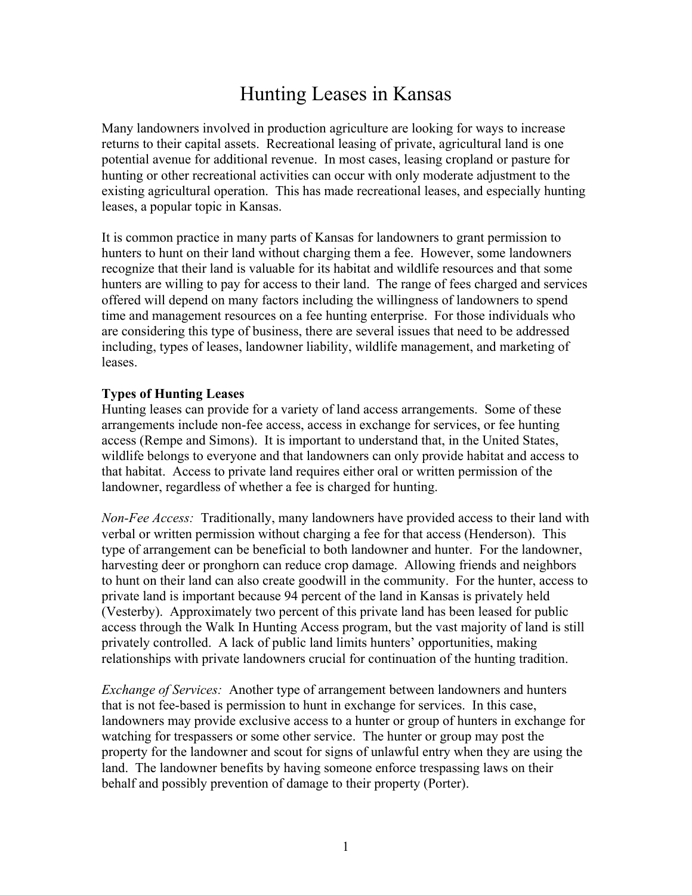# Hunting Leases in Kansas

Many landowners involved in production agriculture are looking for ways to increase returns to their capital assets. Recreational leasing of private, agricultural land is one potential avenue for additional revenue. In most cases, leasing cropland or pasture for hunting or other recreational activities can occur with only moderate adjustment to the existing agricultural operation. This has made recreational leases, and especially hunting leases, a popular topic in Kansas.

It is common practice in many parts of Kansas for landowners to grant permission to hunters to hunt on their land without charging them a fee. However, some landowners recognize that their land is valuable for its habitat and wildlife resources and that some hunters are willing to pay for access to their land. The range of fees charged and services offered will depend on many factors including the willingness of landowners to spend time and management resources on a fee hunting enterprise. For those individuals who are considering this type of business, there are several issues that need to be addressed including, types of leases, landowner liability, wildlife management, and marketing of leases.

**Types of Hunting Leases**

Hunting leases can provide for a variety of land access arrangements. Some of these arrangements include non-fee access, access in exchange for services, or fee hunting access (Rempe and Simons). It is important to understand that, in the United States, wildlife belongs to everyone and that landowners can only provide habitat and access to that habitat. Access to private land requires either oral or written permission of the landowner, regardless of whether a fee is charged for hunting.

*Non-Fee Access:* Traditionally, many landowners have provided access to their land with verbal or written permission without charging a fee for that access (Henderson). This type of arrangement can be beneficial to both landowner and hunter. For the landowner, harvesting deer or pronghorn can reduce crop damage. Allowing friends and neighbors to hunt on their land can also create goodwill in the community. For the hunter, access to private land is important because 94 percent of the land in Kansas is privately held (Vesterby). Approximately two percent of this private land has been leased for public access through the Walk In Hunting Access program, but the vast majority of land is still privately controlled. A lack of public land limits hunters' opportunities, making relationships with private landowners crucial for continuation of the hunting tradition.

*Exchange of Services:* Another type of arrangement between landowners and hunters that is not fee-based is permission to hunt in exchange for services. In this case, landowners may provide exclusive access to a hunter or group of hunters in exchange for watching for trespassers or some other service. The hunter or group may post the property for the landowner and scout for signs of unlawful entry when they are using the land. The landowner benefits by having someone enforce trespassing laws on their behalf and possibly prevention of damage to their property (Porter).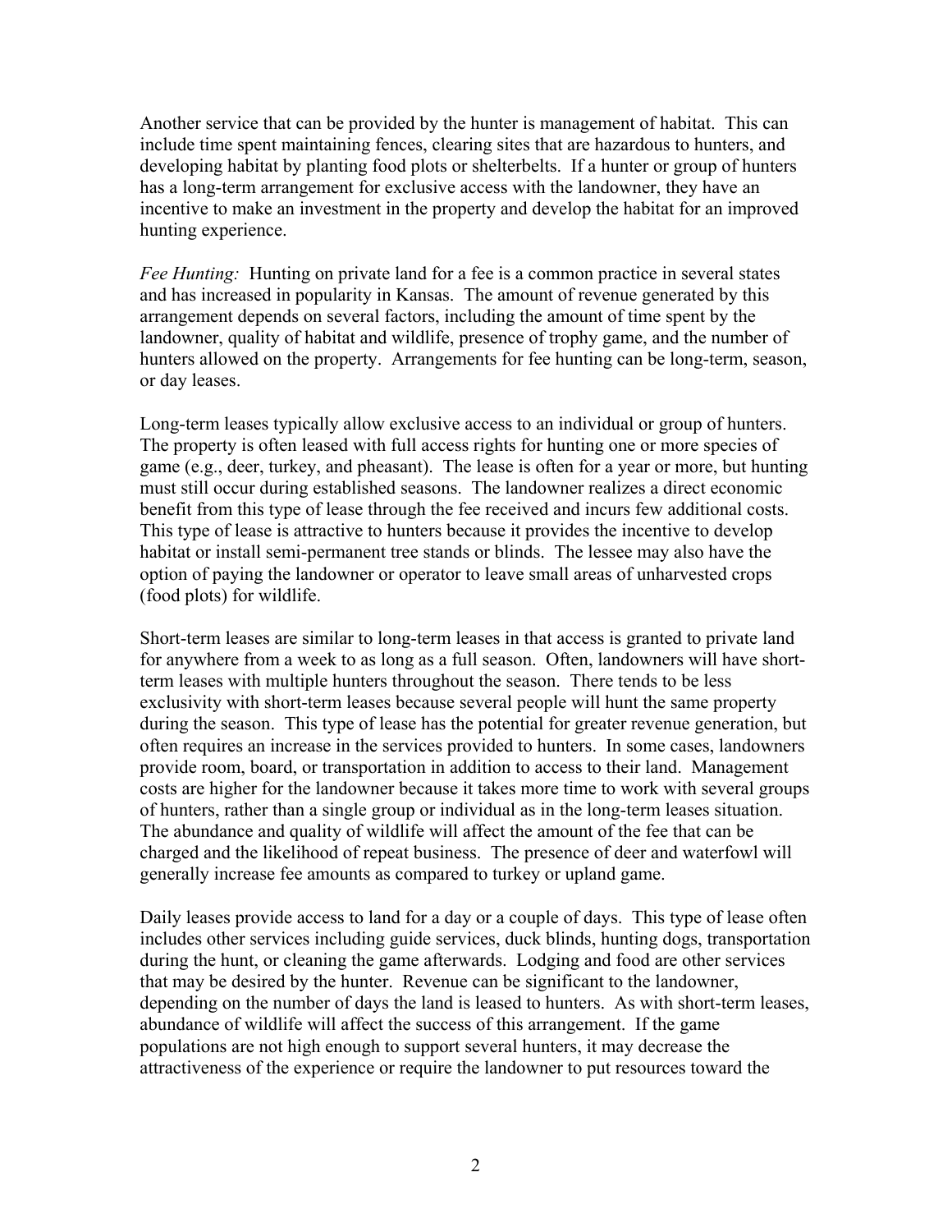Another service that can be provided by the hunter is management of habitat. This can include time spent maintaining fences, clearing sites that are hazardous to hunters, and developing habitat by planting food plots or shelterbelts. If a hunter or group of hunters has a long-term arrangement for exclusive access with the landowner, they have an incentive to make an investment in the property and develop the habitat for an improved hunting experience.

*Fee Hunting:* Hunting on private land for a fee is a common practice in several states and has increased in popularity in Kansas. The amount of revenue generated by this arrangement depends on several factors, including the amount of time spent by the landowner, quality of habitat and wildlife, presence of trophy game, and the number of hunters allowed on the property. Arrangements for fee hunting can be long-term, season, or day leases.

Long-term leases typically allow exclusive access to an individual or group of hunters. The property is often leased with full access rights for hunting one or more species of game (e.g., deer, turkey, and pheasant). The lease is often for a year or more, but hunting must still occur during established seasons. The landowner realizes a direct economic benefit from this type of lease through the fee received and incurs few additional costs. This type of lease is attractive to hunters because it provides the incentive to develop habitat or install semi-permanent tree stands or blinds. The lessee may also have the option of paying the landowner or operator to leave small areas of unharvested crops (food plots) for wildlife.

Short-term leases are similar to long-term leases in that access is granted to private land for anywhere from a week to as long as a full season. Often, landowners will have short-term leases with multiple hunters throughout the season. There tends to be less exclusivity with short-term leases because several people will hunt the same property during the season. This type of lease has the potential for greater revenue generation, but often requires an increase in the services provided to hunters. In some cases, landowners provide room, board, or transportation in addition to access to their land. Management costs are higher for the landowner because it takes more time to work with several groups of hunters, rather than a single group or individual as in the long-term leases situation. The abundance and quality of wildlife will affect the amount of the fee that can be charged and the likelihood of repeat business. The presence of deer and waterfowl will generally increase fee amounts as compared to turkey or upland game.

Daily leases provide access to land for a day or a couple of days. This type of lease often includes other services including guide services, duck blinds, hunting dogs, transportation during the hunt, or cleaning the game afterwards. Lodging and food are other services that may be desired by the hunter. Revenue can be significant to the landowner, depending on the number of days the land is leased to hunters. As with short-term leases, abundance of wildlife will affect the success of this arrangement. If the game populations are not high enough to support several hunters, it may decrease the attractiveness of the experience or require the landowner to put resources toward the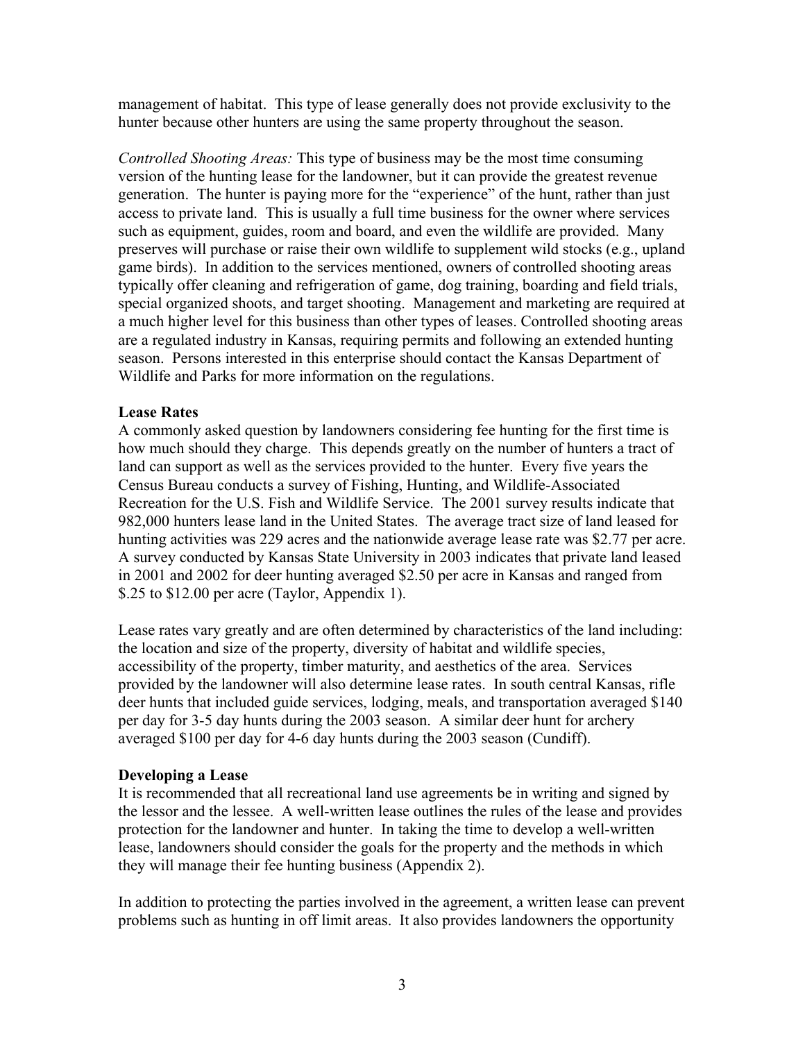management of habitat. This type of lease generally does not provide exclusivity to the hunter because other hunters are using the same property throughout the season.

*Controlled Shooting Areas:* This type of business may be the most time consuming version of the hunting lease for the landowner, but it can provide the greatest revenue generation. The hunter is paying more for the "experience" of the hunt, rather than just access to private land. This is usually a full time business for the owner where services such as equipment, guides, room and board, and even the wildlife are provided. Many preserves will purchase or raise their own wildlife to supplement wild stocks (e.g., upland game birds). In addition to the services mentioned, owners of controlled shooting areas typically offer cleaning and refrigeration of game, dog training, boarding and field trials, special organized shoots, and target shooting. Management and marketing are required at a much higher level for this business than other types of leases. Controlled shooting areas are a regulated industry in Kansas, requiring permits and following an extended hunting season. Persons interested in this enterprise should contact the Kansas Department of Wildlife and Parks for more information on the regulations.

**Lease Rates**

A commonly asked question by landowners considering fee hunting for the first time is how much should they charge. This depends greatly on the number of hunters a tract of land can support as well as the services provided to the hunter. Every five years the Census Bureau conducts a survey of Fishing, Hunting, and Wildlife-Associated Recreation for the U.S. Fish and Wildlife Service. The 2001 survey results indicate that 982,000 hunters lease land in the United States. The average tract size of land leased for hunting activities was 229 acres and the nationwide average lease rate was $2.77 per acre. A survey conducted by Kansas State University in 2003 indicates that private land leased in 2001 and 2002 for deer hunting averaged $2.50 per acre in Kansas and ranged from $.25 to $12.00 per acre (Taylor, Appendix 1).

Lease rates vary greatly and are often determined by characteristics of the land including: the location and size of the property, diversity of habitat and wildlife species, accessibility of the property, timber maturity, and aesthetics of the area. Services provided by the landowner will also determine lease rates. In south central Kansas, rifle deer hunts that included guide services, lodging, meals, and transportation averaged $140 per day for 3-5 day hunts during the 2003 season. A similar deer hunt for archery averaged $100 per day for 4-6 day hunts during the 2003 season (Cundiff).

**Developing a Lease**

It is recommended that all recreational land use agreements be in writing and signed by the lessor and the lessee. A well-written lease outlines the rules of the lease and provides protection for the landowner and hunter. In taking the time to develop a well-written lease, landowners should consider the goals for the property and the methods in which they will manage their fee hunting business (Appendix 2).

In addition to protecting the parties involved in the agreement, a written lease can prevent problems such as hunting in off limit areas. It also provides landowners the opportunity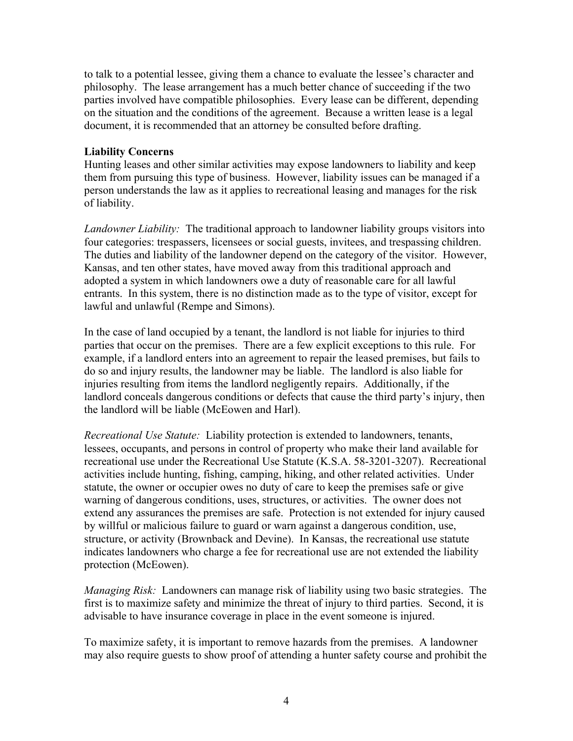to talk to a potential lessee, giving them a chance to evaluate the lessee's character and philosophy. The lease arrangement has a much better chance of succeeding if the two parties involved have compatible philosophies. Every lease can be different, depending on the situation and the conditions of the agreement. Because a written lease is a legal document, it is recommended that an attorney be consulted before drafting.

**Liability Concerns**

Hunting leases and other similar activities may expose landowners to liability and keep them from pursuing this type of business. However, liability issues can be managed if a person understands the law as it applies to recreational leasing and manages for the risk of liability.

*Landowner Liability:* The traditional approach to landowner liability groups visitors into four categories: trespassers, licensees or social guests, invitees, and trespassing children. The duties and liability of the landowner depend on the category of the visitor. However, Kansas, and ten other states, have moved away from this traditional approach and adopted a system in which landowners owe a duty of reasonable care for all lawful entrants. In this system, there is no distinction made as to the type of visitor, except for lawful and unlawful (Rempe and Simons).

In the case of land occupied by a tenant, the landlord is not liable for injuries to third parties that occur on the premises. There are a few explicit exceptions to this rule. For example, if a landlord enters into an agreement to repair the leased premises, but fails to do so and injury results, the landowner may be liable. The landlord is also liable for injuries resulting from items the landlord negligently repairs. Additionally, if the landlord conceals dangerous conditions or defects that cause the third party's injury, then the landlord will be liable (McEowen and Harl).

*Recreational Use Statute:* Liability protection is extended to landowners, tenants, lessees, occupants, and persons in control of property who make their land available for recreational use under the Recreational Use Statute (K.S.A. 58-3201-3207). Recreational activities include hunting, fishing, camping, hiking, and other related activities. Under statute, the owner or occupier owes no duty of care to keep the premises safe or give warning of dangerous conditions, uses, structures, or activities. The owner does not extend any assurances the premises are safe. Protection is not extended for injury caused by willful or malicious failure to guard or warn against a dangerous condition, use, structure, or activity (Brownback and Devine). In Kansas, the recreational use statute indicates landowners who charge a fee for recreational use are not extended the liability protection (McEowen).

*Managing Risk:* Landowners can manage risk of liability using two basic strategies. The first is to maximize safety and minimize the threat of injury to third parties. Second, it is advisable to have insurance coverage in place in the event someone is injured.

To maximize safety, it is important to remove hazards from the premises. A landowner may also require guests to show proof of attending a hunter safety course and prohibit the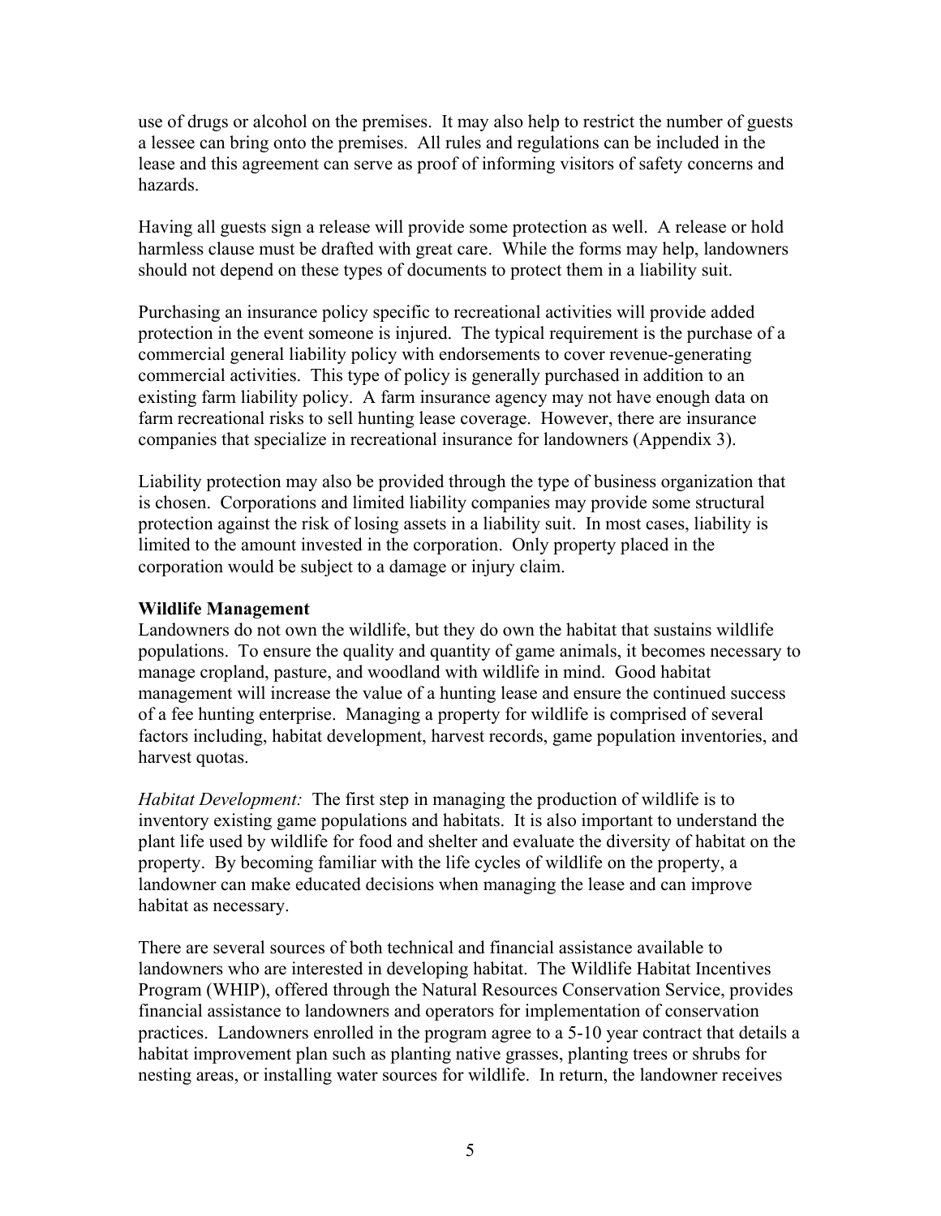use of drugs or alcohol on the premises. It may also help to restrict the number of guests a lessee can bring onto the premises. All rules and regulations can be included in the lease and this agreement can serve as proof of informing visitors of safety concerns and hazards.

Having all guests sign a release will provide some protection as well. A release or hold harmless clause must be drafted with great care. While the forms may help, landowners should not depend on these types of documents to protect them in a liability suit.

Purchasing an insurance policy specific to recreational activities will provide added protection in the event someone is injured. The typical requirement is the purchase of a commercial general liability policy with endorsements to cover revenue-generating commercial activities. This type of policy is generally purchased in addition to an existing farm liability policy. A farm insurance agency may not have enough data on farm recreational risks to sell hunting lease coverage. However, there are insurance companies that specialize in recreational insurance for landowners (Appendix 3).

Liability protection may also be provided through the type of business organization that is chosen. Corporations and limited liability companies may provide some structural protection against the risk of losing assets in a liability suit. In most cases, liability is limited to the amount invested in the corporation. Only property placed in the corporation would be subject to a damage or injury claim.

**Wildlife Management**

Landowners do not own the wildlife, but they do own the habitat that sustains wildlife populations. To ensure the quality and quantity of game animals, it becomes necessary to manage cropland, pasture, and woodland with wildlife in mind. Good habitat management will increase the value of a hunting lease and ensure the continued success of a fee hunting enterprise. Managing a property for wildlife is comprised of several factors including, habitat development, harvest records, game population inventories, and harvest quotas.

*Habitat Development:* The first step in managing the production of wildlife is to inventory existing game populations and habitats. It is also important to understand the plant life used by wildlife for food and shelter and evaluate the diversity of habitat on the property. By becoming familiar with the life cycles of wildlife on the property, a landowner can make educated decisions when managing the lease and can improve habitat as necessary.

There are several sources of both technical and financial assistance available to landowners who are interested in developing habitat. The Wildlife Habitat Incentives Program (WHIP), offered through the Natural Resources Conservation Service, provides financial assistance to landowners and operators for implementation of conservation practices. Landowners enrolled in the program agree to a 5-10 year contract that details a habitat improvement plan such as planting native grasses, planting trees or shrubs for nesting areas, or installing water sources for wildlife. In return, the landowner receives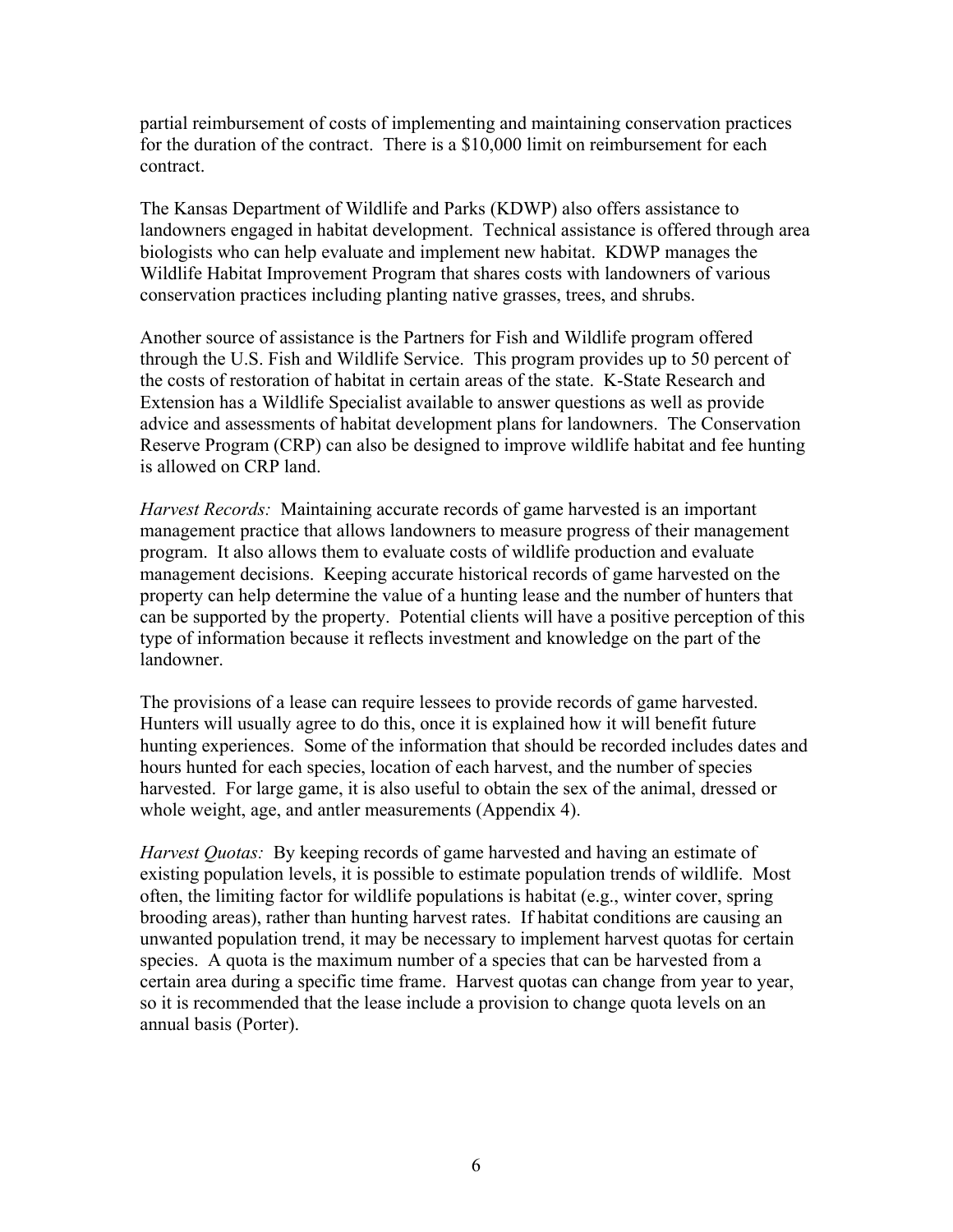partial reimbursement of costs of implementing and maintaining conservation practices for the duration of the contract. There is a $10,000 limit on reimbursement for each contract.

The Kansas Department of Wildlife and Parks (KDWP) also offers assistance to landowners engaged in habitat development. Technical assistance is offered through area biologists who can help evaluate and implement new habitat. KDWP manages the Wildlife Habitat Improvement Program that shares costs with landowners of various conservation practices including planting native grasses, trees, and shrubs.

Another source of assistance is the Partners for Fish and Wildlife program offered through the U.S. Fish and Wildlife Service. This program provides up to 50 percent of the costs of restoration of habitat in certain areas of the state. K-State Research and Extension has a Wildlife Specialist available to answer questions as well as provide advice and assessments of habitat development plans for landowners. The Conservation Reserve Program (CRP) can also be designed to improve wildlife habitat and fee hunting is allowed on CRP land.

*Harvest Records:* Maintaining accurate records of game harvested is an important management practice that allows landowners to measure progress of their management program. It also allows them to evaluate costs of wildlife production and evaluate management decisions. Keeping accurate historical records of game harvested on the property can help determine the value of a hunting lease and the number of hunters that can be supported by the property. Potential clients will have a positive perception of this type of information because it reflects investment and knowledge on the part of the landowner.

The provisions of a lease can require lessees to provide records of game harvested. Hunters will usually agree to do this, once it is explained how it will benefit future hunting experiences. Some of the information that should be recorded includes dates and hours hunted for each species, location of each harvest, and the number of species harvested. For large game, it is also useful to obtain the sex of the animal, dressed or whole weight, age, and antler measurements (Appendix 4).

*Harvest Quotas:* By keeping records of game harvested and having an estimate of existing population levels, it is possible to estimate population trends of wildlife. Most often, the limiting factor for wildlife populations is habitat (e.g., winter cover, spring brooding areas), rather than hunting harvest rates. If habitat conditions are causing an unwanted population trend, it may be necessary to implement harvest quotas for certain species. A quota is the maximum number of a species that can be harvested from a certain area during a specific time frame. Harvest quotas can change from year to year, so it is recommended that the lease include a provision to change quota levels on an annual basis (Porter).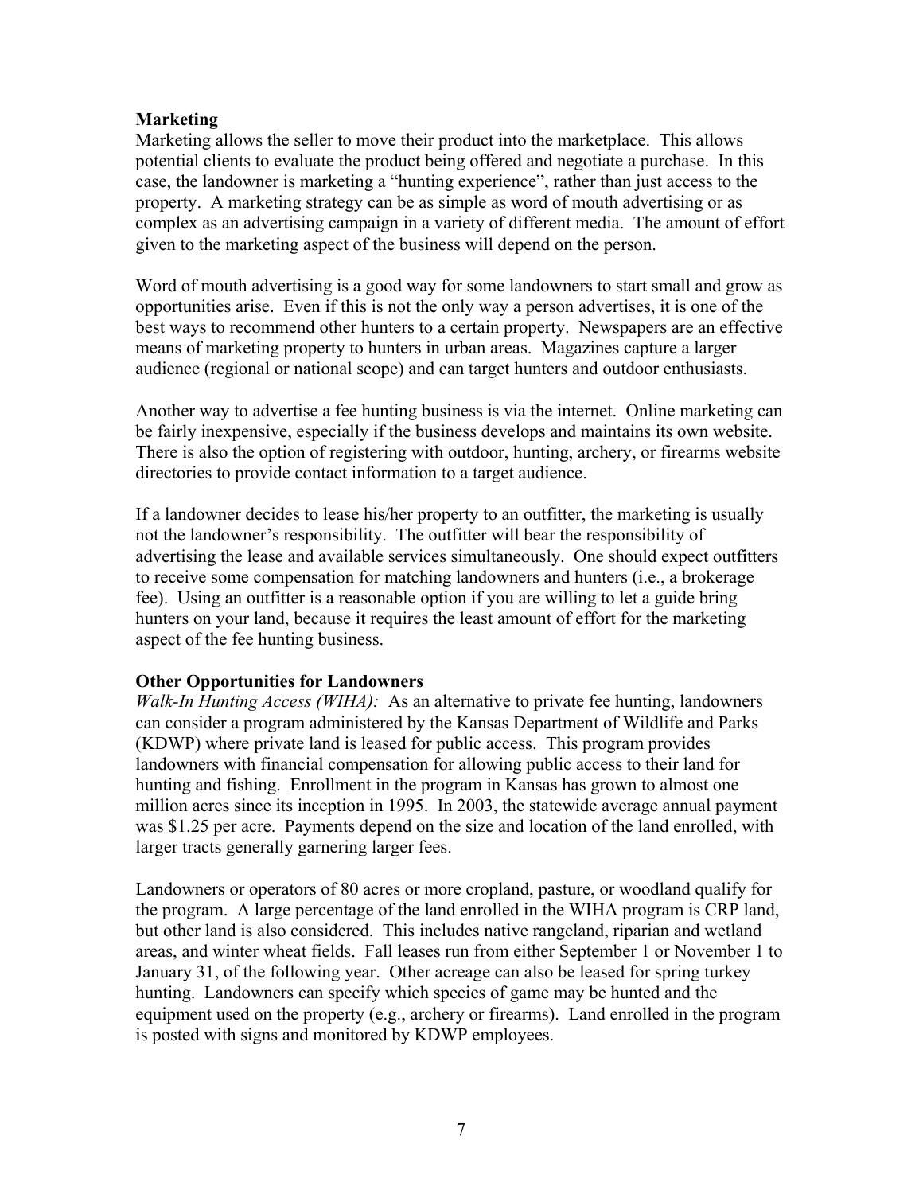**Marketing**

Marketing allows the seller to move their product into the marketplace. This allows potential clients to evaluate the product being offered and negotiate a purchase. In this case, the landowner is marketing a "hunting experience", rather than just access to the property. A marketing strategy can be as simple as word of mouth advertising or as complex as an advertising campaign in a variety of different media. The amount of effort given to the marketing aspect of the business will depend on the person.

Word of mouth advertising is a good way for some landowners to start small and grow as opportunities arise. Even if this is not the only way a person advertises, it is one of the best ways to recommend other hunters to a certain property. Newspapers are an effective means of marketing property to hunters in urban areas. Magazines capture a larger audience (regional or national scope) and can target hunters and outdoor enthusiasts.

Another way to advertise a fee hunting business is via the internet. Online marketing can be fairly inexpensive, especially if the business develops and maintains its own website. There is also the option of registering with outdoor, hunting, archery, or firearms website directories to provide contact information to a target audience.

If a landowner decides to lease his/her property to an outfitter, the marketing is usually not the landowner's responsibility. The outfitter will bear the responsibility of advertising the lease and available services simultaneously. One should expect outfitters to receive some compensation for matching landowners and hunters (i.e., a brokerage fee). Using an outfitter is a reasonable option if you are willing to let a guide bring hunters on your land, because it requires the least amount of effort for the marketing aspect of the fee hunting business.

**Other Opportunities for Landowners**

*Walk-In Hunting Access (WIHA):* As an alternative to private fee hunting, landowners can consider a program administered by the Kansas Department of Wildlife and Parks (KDWP) where private land is leased for public access. This program provides landowners with financial compensation for allowing public access to their land for hunting and fishing. Enrollment in the program in Kansas has grown to almost one million acres since its inception in 1995. In 2003, the statewide average annual payment was $1.25 per acre. Payments depend on the size and location of the land enrolled, with larger tracts generally garnering larger fees.

Landowners or operators of 80 acres or more cropland, pasture, or woodland qualify for the program. A large percentage of the land enrolled in the WIHA program is CRP land, but other land is also considered. This includes native rangeland, riparian and wetland areas, and winter wheat fields. Fall leases run from either September 1 or November 1 to January 31, of the following year. Other acreage can also be leased for spring turkey hunting. Landowners can specify which species of game may be hunted and the equipment used on the property (e.g., archery or firearms). Land enrolled in the program is posted with signs and monitored by KDWP employees.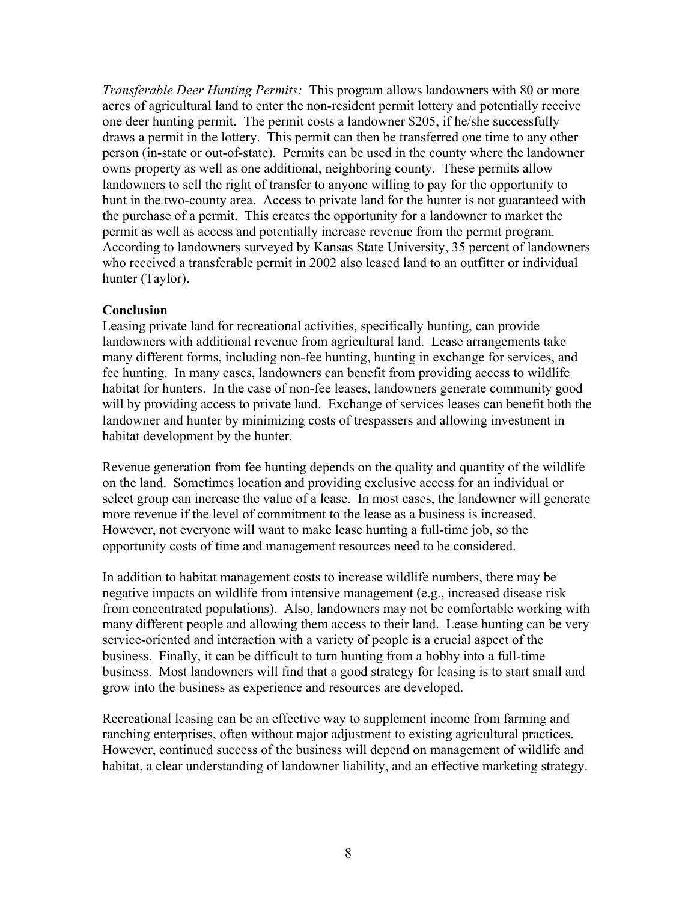*Transferable Deer Hunting Permits:* This program allows landowners with 80 or more acres of agricultural land to enter the non-resident permit lottery and potentially receive one deer hunting permit. The permit costs a landowner $205, if he/she successfully draws a permit in the lottery. This permit can then be transferred one time to any other person (in-state or out-of-state). Permits can be used in the county where the landowner owns property as well as one additional, neighboring county. These permits allow landowners to sell the right of transfer to anyone willing to pay for the opportunity to hunt in the two-county area. Access to private land for the hunter is not guaranteed with the purchase of a permit. This creates the opportunity for a landowner to market the permit as well as access and potentially increase revenue from the permit program. According to landowners surveyed by Kansas State University, 35 percent of landowners who received a transferable permit in 2002 also leased land to an outfitter or individual hunter (Taylor).

**Conclusion**

Leasing private land for recreational activities, specifically hunting, can provide landowners with additional revenue from agricultural land. Lease arrangements take many different forms, including non-fee hunting, hunting in exchange for services, and fee hunting. In many cases, landowners can benefit from providing access to wildlife habitat for hunters. In the case of non-fee leases, landowners generate community good will by providing access to private land. Exchange of services leases can benefit both the landowner and hunter by minimizing costs of trespassers and allowing investment in habitat development by the hunter.

Revenue generation from fee hunting depends on the quality and quantity of the wildlife on the land. Sometimes location and providing exclusive access for an individual or select group can increase the value of a lease. In most cases, the landowner will generate more revenue if the level of commitment to the lease as a business is increased. However, not everyone will want to make lease hunting a full-time job, so the opportunity costs of time and management resources need to be considered.

In addition to habitat management costs to increase wildlife numbers, there may be negative impacts on wildlife from intensive management (e.g., increased disease risk from concentrated populations). Also, landowners may not be comfortable working with many different people and allowing them access to their land. Lease hunting can be very service-oriented and interaction with a variety of people is a crucial aspect of the business. Finally, it can be difficult to turn hunting from a hobby into a full-time business. Most landowners will find that a good strategy for leasing is to start small and grow into the business as experience and resources are developed.

Recreational leasing can be an effective way to supplement income from farming and ranching enterprises, often without major adjustment to existing agricultural practices. However, continued success of the business will depend on management of wildlife and habitat, a clear understanding of landowner liability, and an effective marketing strategy.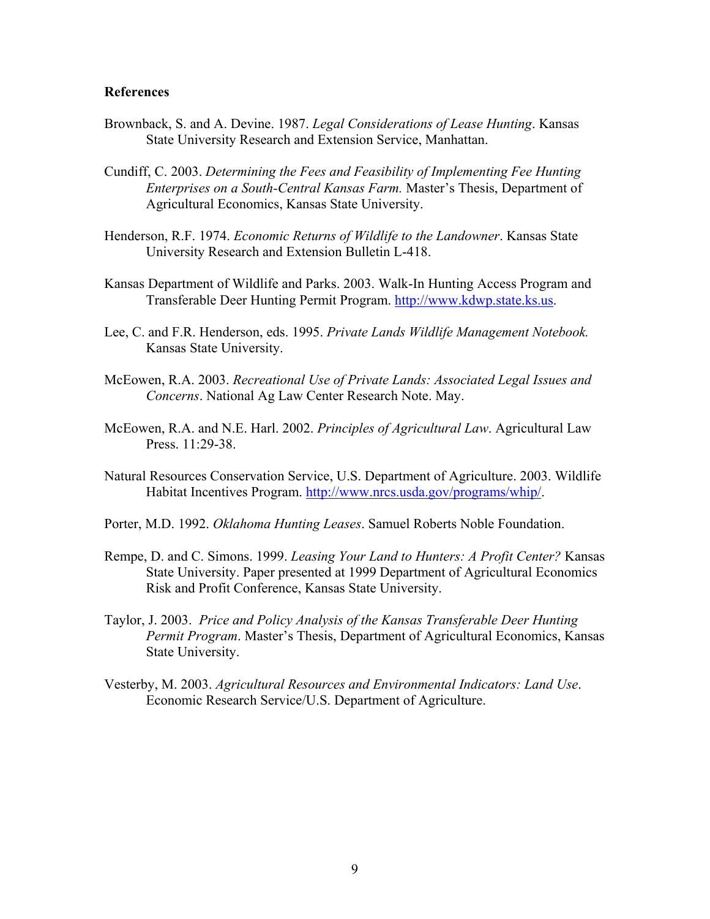**References**

Brownback, S. and A. Devine. 1987. *Legal Considerations of Lease Hunting*. Kansas State University Research and Extension Service, Manhattan.

Cundiff, C. 2003. *Determining the Fees and Feasibility of Implementing Fee Hunting Enterprises on a South-Central Kansas Farm.* Master's Thesis, Department of Agricultural Economics, Kansas State University.

Henderson, R.F. 1974. *Economic Returns of Wildlife to the Landowner*. Kansas State University Research and Extension Bulletin L-418.

Kansas Department of Wildlife and Parks. 2003. Walk-In Hunting Access Program and Transferable Deer Hunting Permit Program. http://www.kdwp.state.ks.us.

Lee, C. and F.R. Henderson, eds. 1995. *Private Lands Wildlife Management Notebook.* Kansas State University.

McEowen, R.A. 2003. *Recreational Use of Private Lands: Associated Legal Issues and Concerns*. National Ag Law Center Research Note. May.

McEowen, R.A. and N.E. Harl. 2002. *Principles of Agricultural Law*. Agricultural Law Press. 11:29-38.

Natural Resources Conservation Service, U.S. Department of Agriculture. 2003. Wildlife Habitat Incentives Program. http://www.nrcs.usda.gov/programs/whip/.

Porter, M.D. 1992. *Oklahoma Hunting Leases*. Samuel Roberts Noble Foundation.

Rempe, D. and C. Simons. 1999. *Leasing Your Land to Hunters: A Profit Center?* Kansas State University. Paper presented at 1999 Department of Agricultural Economics Risk and Profit Conference, Kansas State University.

Taylor, J. 2003. *Price and Policy Analysis of the Kansas Transferable Deer Hunting Permit Program*. Master's Thesis, Department of Agricultural Economics, Kansas State University.

Vesterby, M. 2003. *Agricultural Resources and Environmental Indicators: Land Use*. Economic Research Service/U.S. Department of Agriculture.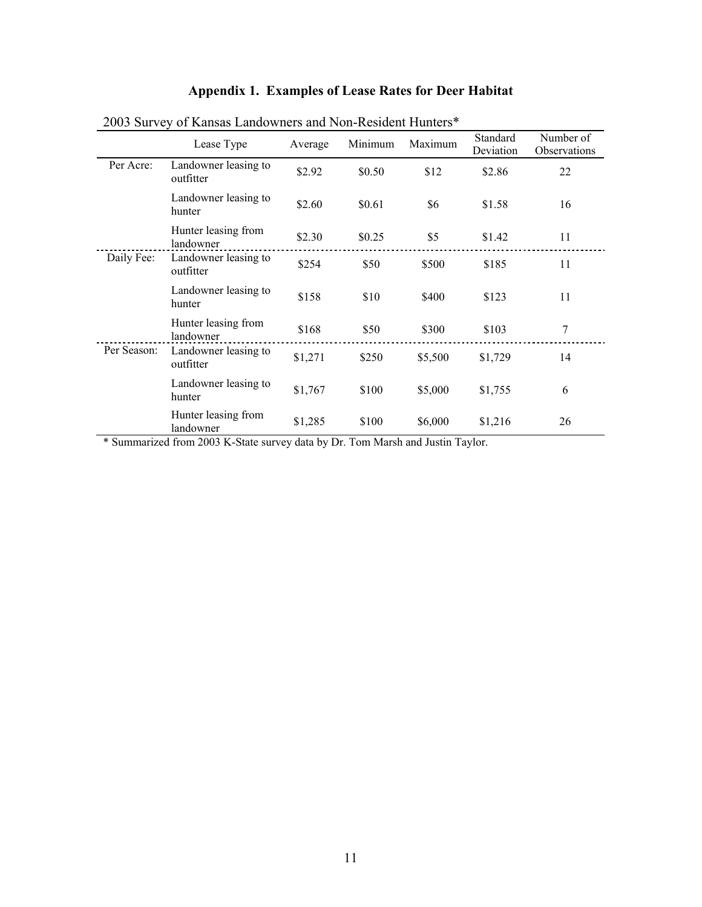# Appendix 1. Examples of Lease Rates for Deer Habitat

2003 Survey of Kansas Landowners and Non-Resident Hunters*

| | Lease Type | Average | Minimum | Maximum | Standard Deviation | Number of Observations |
|---|---|---|---|---|---|---|
| Per Acre: | Landowner leasing to outfitter | $2.92 | $0.50 | $12 | $2.86 | 22 |
| | Landowner leasing to hunter | $2.60 | $0.61 | $6 | $1.58 | 16 |
| | Hunter leasing from landowner | $2.30 | $0.25 | $5 | $1.42 | 11 |
| Daily Fee: | Landowner leasing to outfitter | $254 | $50 | $500 | $185 | 11 |
| | Landowner leasing to hunter | $158 | $10 | $400 | $123 | 11 |
| | Hunter leasing from landowner | $168 | $50 | $300 | $103 | 7 |
| Per Season: | Landowner leasing to outfitter | $1,271 | $250 | $5,500 | $1,729 | 14 |
| | Landowner leasing to hunter | $1,767 | $100 | $5,000 | $1,755 | 6 |
| | Hunter leasing from landowner | $1,285 | $100 | $6,000 | $1,216 | 26 |

* Summarized from 2003 K-State survey data by Dr. Tom Marsh and Justin Taylor.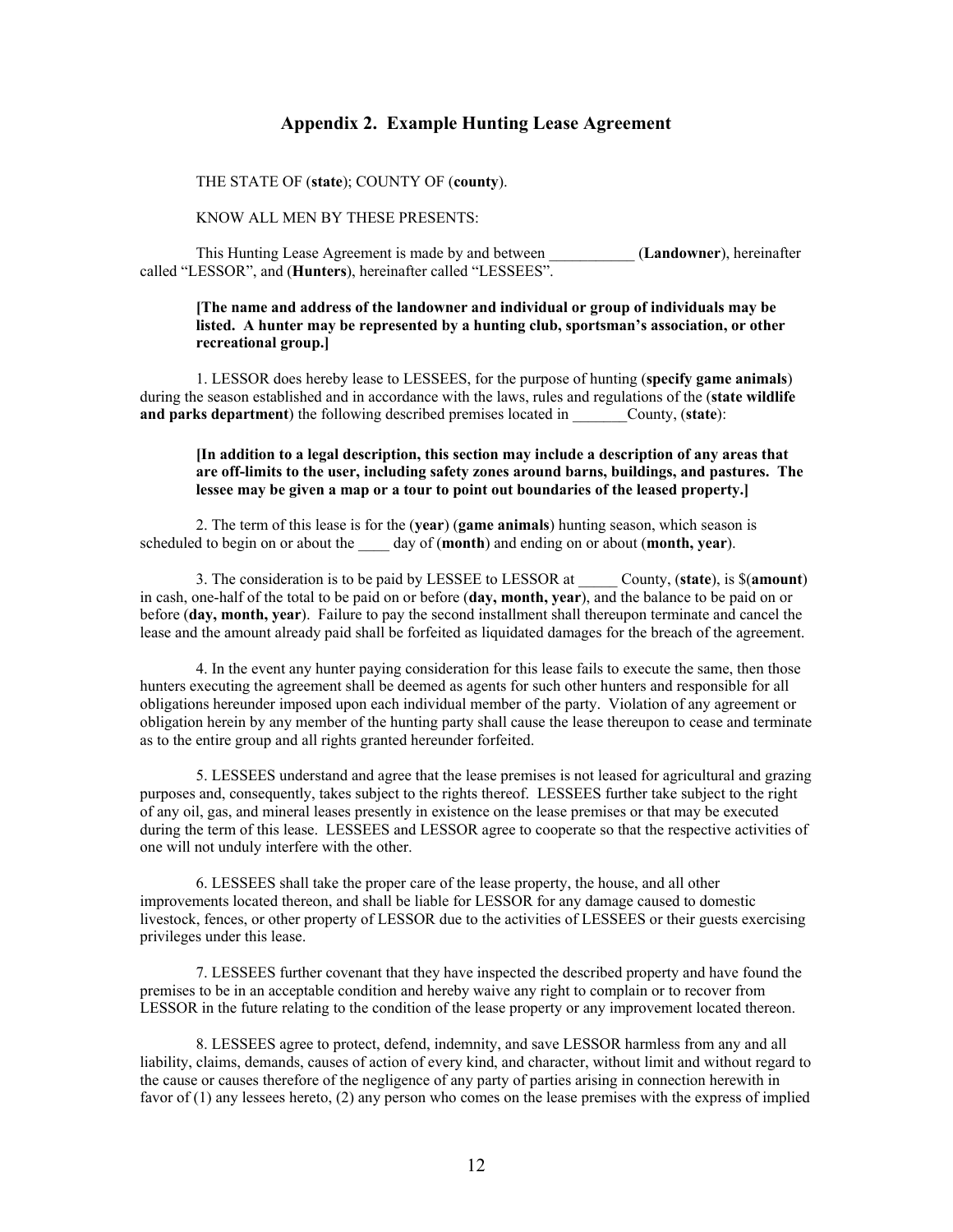## Appendix 2. Example Hunting Lease Agreement

THE STATE OF (**state**); COUNTY OF (**county**).

KNOW ALL MEN BY THESE PRESENTS:

This Hunting Lease Agreement is made by and between ___________ (**Landowner**), hereinafter called "LESSOR", and (**Hunters**), hereinafter called "LESSEES".

**[The name and address of the landowner and individual or group of individuals may be listed. A hunter may be represented by a hunting club, sportsman's association, or other recreational group.]**

1. LESSOR does hereby lease to LESSEES, for the purpose of hunting (**specify game animals**) during the season established and in accordance with the laws, rules and regulations of the (**state wildlife and parks department**) the following described premises located in _______County, (**state**):

**[In addition to a legal description, this section may include a description of any areas that are off-limits to the user, including safety zones around barns, buildings, and pastures. The lessee may be given a map or a tour to point out boundaries of the leased property.]**

2. The term of this lease is for the (**year**) (**game animals**) hunting season, which season is scheduled to begin on or about the ____ day of (**month**) and ending on or about (**month, year**).

3. The consideration is to be paid by LESSEE to LESSOR at _____ County, (**state**), is $(**amount**) in cash, one-half of the total to be paid on or before (**day, month, year**), and the balance to be paid on or before (**day, month, year**). Failure to pay the second installment shall thereupon terminate and cancel the lease and the amount already paid shall be forfeited as liquidated damages for the breach of the agreement.

4. In the event any hunter paying consideration for this lease fails to execute the same, then those hunters executing the agreement shall be deemed as agents for such other hunters and responsible for all obligations hereunder imposed upon each individual member of the party. Violation of any agreement or obligation herein by any member of the hunting party shall cause the lease thereupon to cease and terminate as to the entire group and all rights granted hereunder forfeited.

5. LESSEES understand and agree that the lease premises is not leased for agricultural and grazing purposes and, consequently, takes subject to the rights thereof. LESSEES further take subject to the right of any oil, gas, and mineral leases presently in existence on the lease premises or that may be executed during the term of this lease. LESSEES and LESSOR agree to cooperate so that the respective activities of one will not unduly interfere with the other.

6. LESSEES shall take the proper care of the lease property, the house, and all other improvements located thereon, and shall be liable for LESSOR for any damage caused to domestic livestock, fences, or other property of LESSOR due to the activities of LESSEES or their guests exercising privileges under this lease.

7. LESSEES further covenant that they have inspected the described property and have found the premises to be in an acceptable condition and hereby waive any right to complain or to recover from LESSOR in the future relating to the condition of the lease property or any improvement located thereon.

8. LESSEES agree to protect, defend, indemnity, and save LESSOR harmless from any and all liability, claims, demands, causes of action of every kind, and character, without limit and without regard to the cause or causes therefore of the negligence of any party of parties arising in connection herewith in favor of (1) any lessees hereto, (2) any person who comes on the lease premises with the express of implied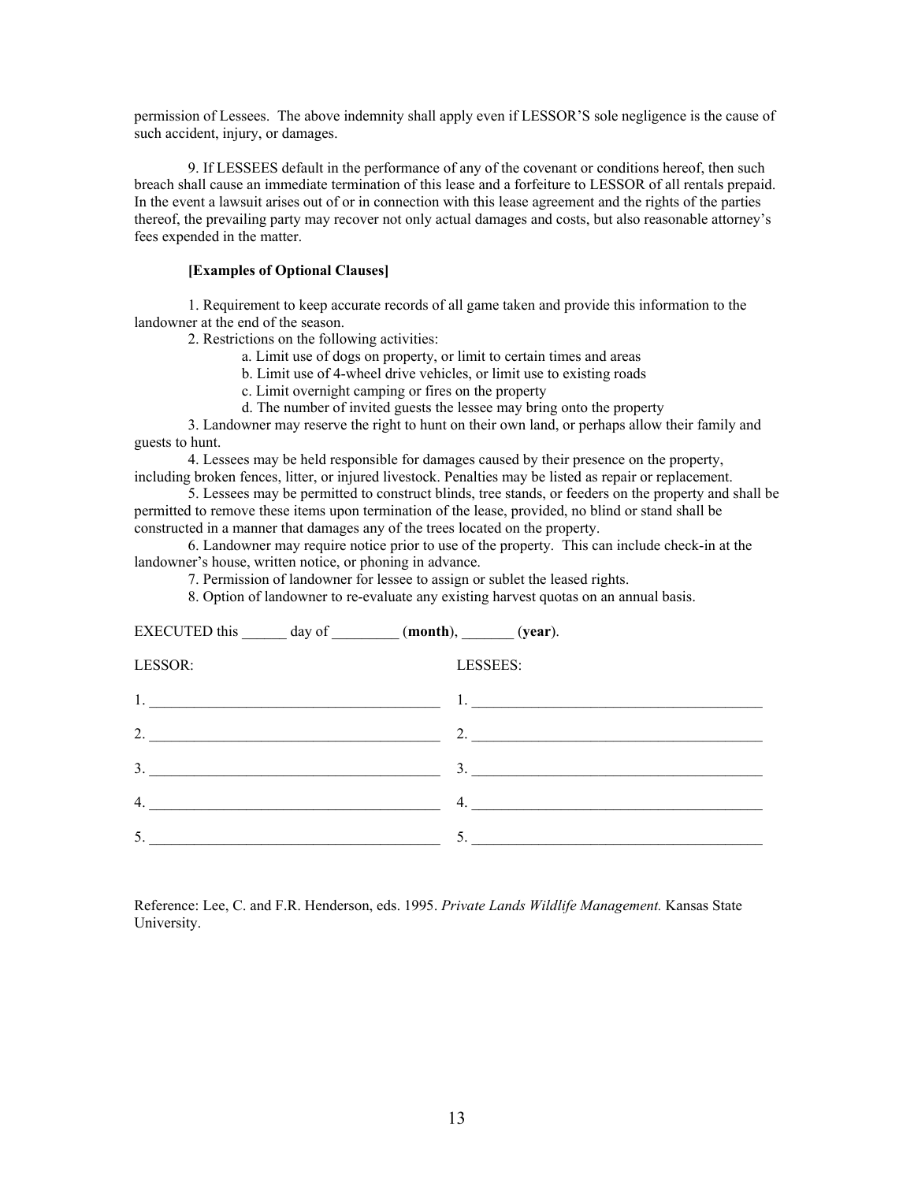permission of Lessees. The above indemnity shall apply even if LESSOR'S sole negligence is the cause of such accident, injury, or damages.

9. If LESSEES default in the performance of any of the covenant or conditions hereof, then such breach shall cause an immediate termination of this lease and a forfeiture to LESSOR of all rentals prepaid. In the event a lawsuit arises out of or in connection with this lease agreement and the rights of the parties thereof, the prevailing party may recover not only actual damages and costs, but also reasonable attorney's fees expended in the matter.

**[Examples of Optional Clauses]**

1. Requirement to keep accurate records of all game taken and provide this information to the landowner at the end of the season.
2. Restrictions on the following activities:
   a. Limit use of dogs on property, or limit to certain times and areas
   b. Limit use of 4-wheel drive vehicles, or limit use to existing roads
   c. Limit overnight camping or fires on the property
   d. The number of invited guests the lessee may bring onto the property
3. Landowner may reserve the right to hunt on their own land, or perhaps allow their family and guests to hunt.
4. Lessees may be held responsible for damages caused by their presence on the property, including broken fences, litter, or injured livestock. Penalties may be listed as repair or replacement.
5. Lessees may be permitted to construct blinds, tree stands, or feeders on the property and shall be permitted to remove these items upon termination of the lease, provided, no blind or stand shall be constructed in a manner that damages any of the trees located on the property.
6. Landowner may require notice prior to use of the property. This can include check-in at the landowner's house, written notice, or phoning in advance.
7. Permission of landowner for lessee to assign or sublet the leased rights.
8. Option of landowner to re-evaluate any existing harvest quotas on an annual basis.

EXECUTED this ______ day of _________ (**month**), _______ (**year**).

| LESSOR: | LESSEES: |
|---|---|
| 1. ______________________________ | 1. ______________________________ |
| 2. ______________________________ | 2. ______________________________ |
| 3. ______________________________ | 3. ______________________________ |
| 4. ______________________________ | 4. ______________________________ |
| 5. ______________________________ | 5. ______________________________ |

Reference: Lee, C. and F.R. Henderson, eds. 1995. *Private Lands Wildlife Management.* Kansas State University.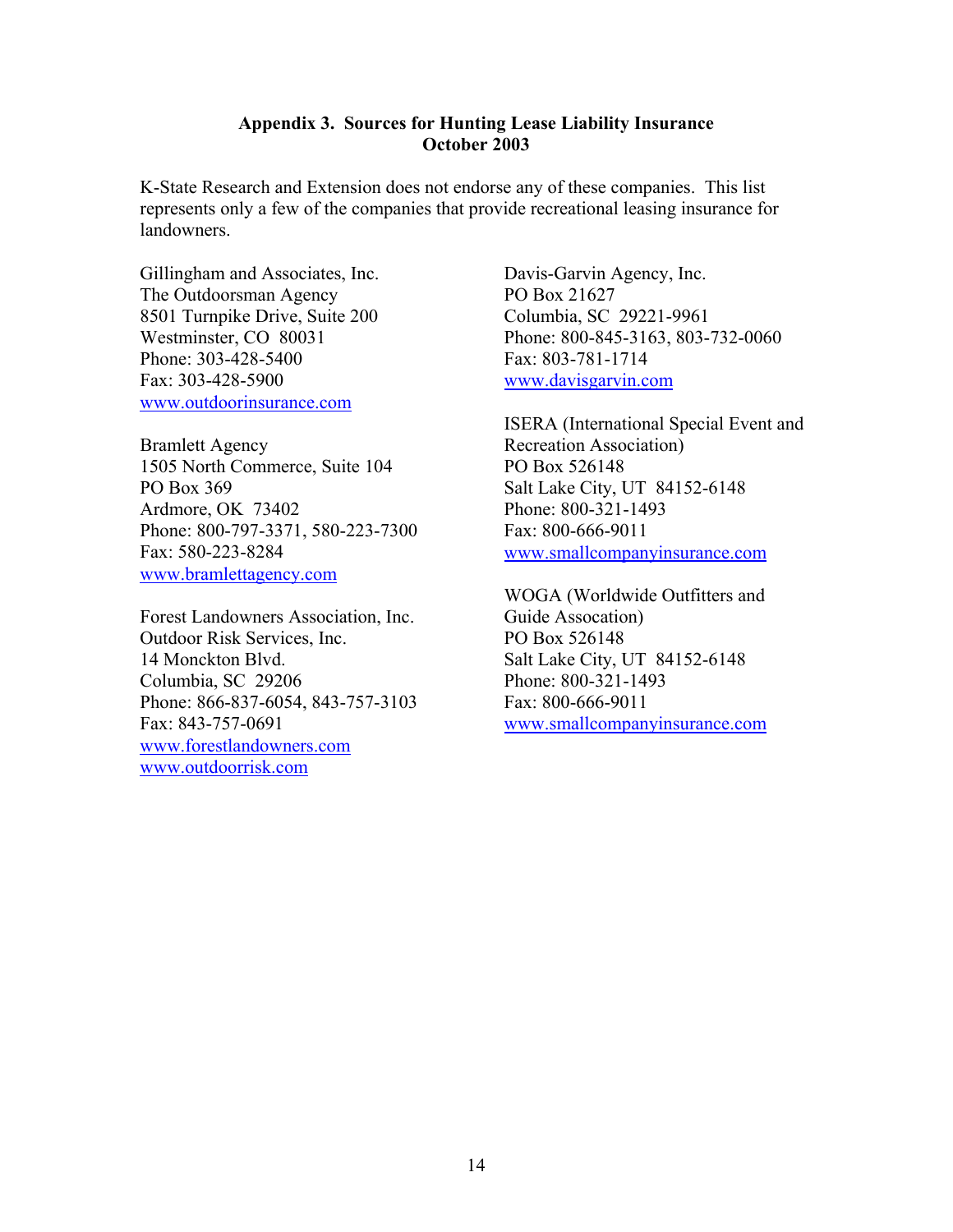## Appendix 3. Sources for Hunting Lease Liability Insurance
## October 2003

K-State Research and Extension does not endorse any of these companies. This list represents only a few of the companies that provide recreational leasing insurance for landowners.

Gillingham and Associates, Inc.
The Outdoorsman Agency
8501 Turnpike Drive, Suite 200
Westminster, CO 80031
Phone: 303-428-5400
Fax: 303-428-5900
www.outdoorinsurance.com

Bramlett Agency
1505 North Commerce, Suite 104
PO Box 369
Ardmore, OK 73402
Phone: 800-797-3371, 580-223-7300
Fax: 580-223-8284
www.bramlettagency.com

Forest Landowners Association, Inc.
Outdoor Risk Services, Inc.
14 Monckton Blvd.
Columbia, SC 29206
Phone: 866-837-6054, 843-757-3103
Fax: 843-757-0691
www.forestlandowners.com
www.outdoorrisk.com

Davis-Garvin Agency, Inc.
PO Box 21627
Columbia, SC 29221-9961
Phone: 800-845-3163, 803-732-0060
Fax: 803-781-1714
www.davisgarvin.com

ISERA (International Special Event and Recreation Association)
PO Box 526148
Salt Lake City, UT 84152-6148
Phone: 800-321-1493
Fax: 800-666-9011
www.smallcompanyinsurance.com

WOGA (Worldwide Outfitters and Guide Assocation)
PO Box 526148
Salt Lake City, UT 84152-6148
Phone: 800-321-1493
Fax: 800-666-9011
www.smallcompanyinsurance.com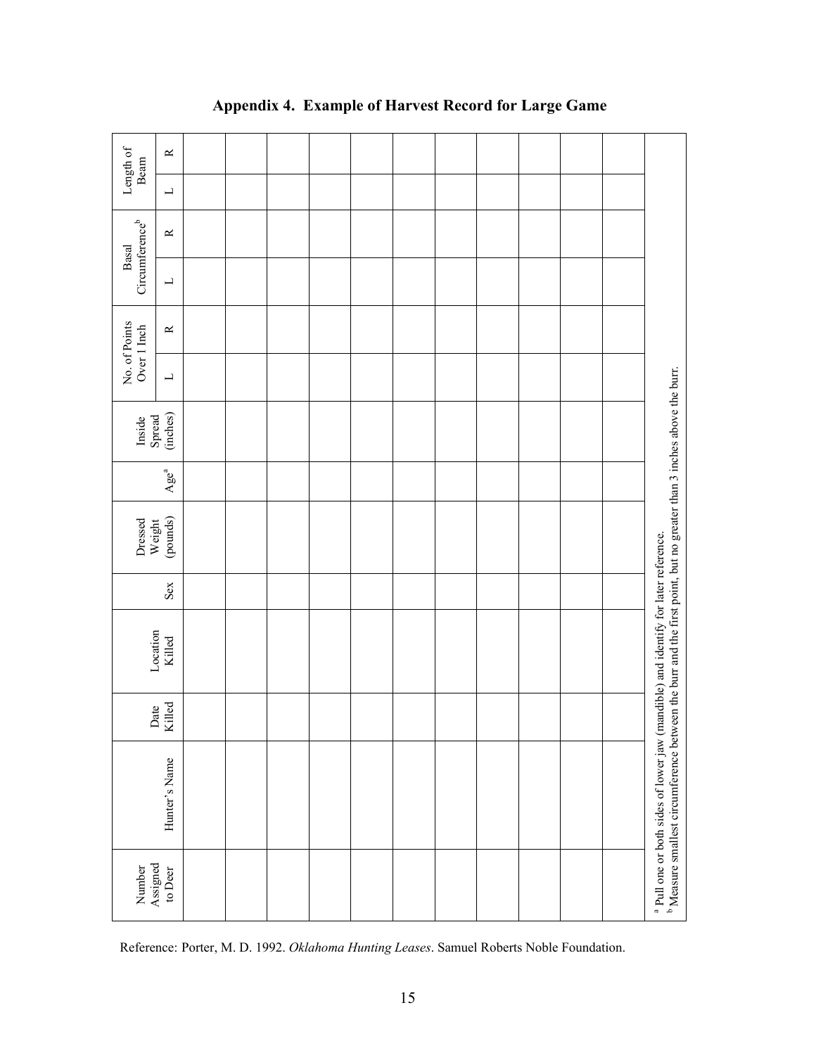# Appendix 4. Example of Harvest Record for Large Game

| Number Assigned to Deer | Hunter's Name | Date Killed | Location Killed | Sex | Dressed Weight (pounds) | Age[a] | Inside Spread (inches) | No. of Points Over 1 Inch | | Basal Circumference[b] | | Length of Beam | |
|---|---|---|---|---|---|---|---|---|---|---|---|---|---|
| | | | | | | | | L | R | L | R | L | R |
| | | | | | | | | | | | | | |
| | | | | | | | | | | | | | |
| | | | | | | | | | | | | | |
| | | | | | | | | | | | | | |
| | | | | | | | | | | | | | |
| | | | | | | | | | | | | | |
| | | | | | | | | | | | | | |
| | | | | | | | | | | | | | |
| | | | | | | | | | | | | | |
| | | | | | | | | | | | | | |
| | | | | | | | | | | | | | |

[a] Pull one or both sides of lower jaw (mandible) and identify for later reference.
[b] Measure smallest circumference between the burr and the first point, but no greater than 3 inches above the burr.

Reference: Porter, M. D. 1992. *Oklahoma Hunting Leases*. Samuel Roberts Noble Foundation.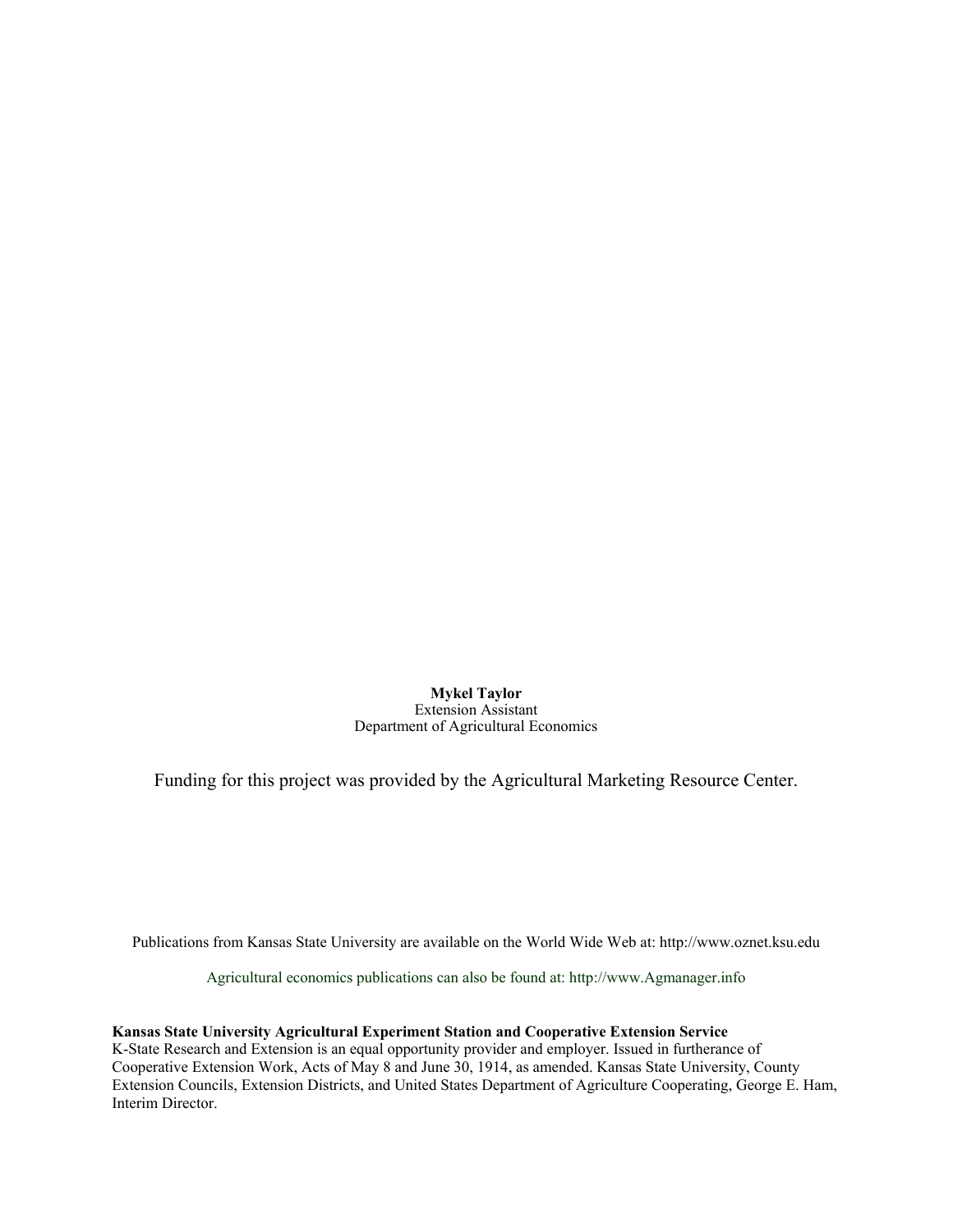**Mykel Taylor**
Extension Assistant
Department of Agricultural Economics

Funding for this project was provided by the Agricultural Marketing Resource Center.

Publications from Kansas State University are available on the World Wide Web at: http://www.oznet.ksu.edu

Agricultural economics publications can also be found at: http://www.Agmanager.info

**Kansas State University Agricultural Experiment Station and Cooperative Extension Service**
K-State Research and Extension is an equal opportunity provider and employer. Issued in furtherance of Cooperative Extension Work, Acts of May 8 and June 30, 1914, as amended. Kansas State University, County Extension Councils, Extension Districts, and United States Department of Agriculture Cooperating, George E. Ham, Interim Director.